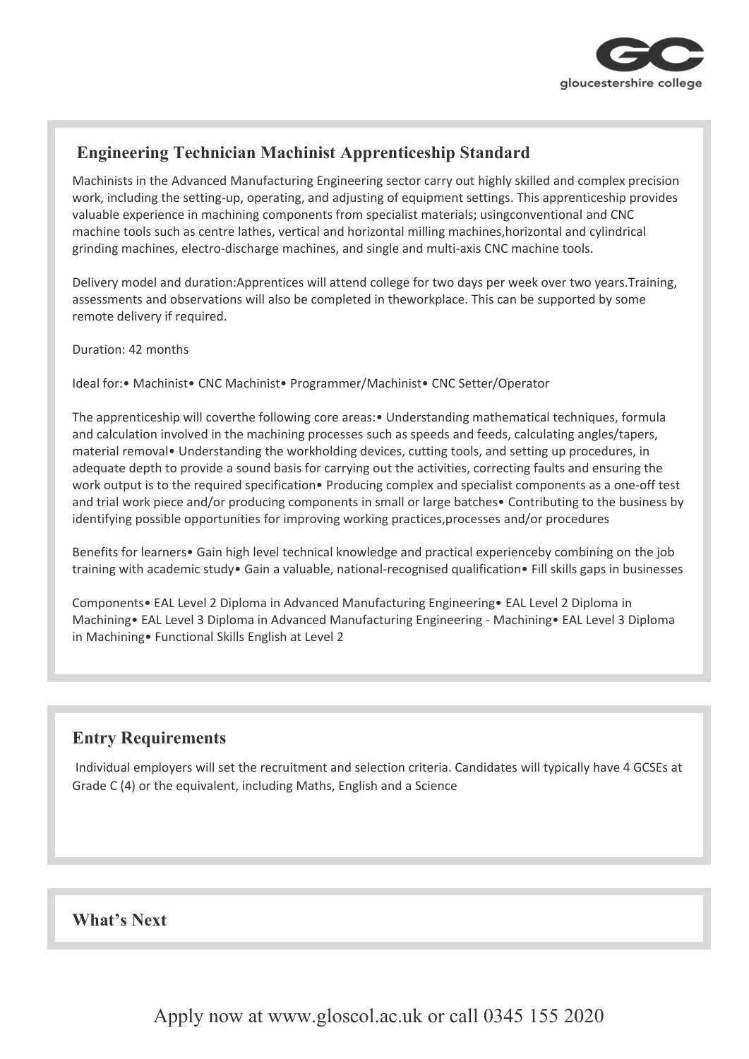## Engineering Technician Machinist Apprenticeship Standard

Machinists in the Advanced Manufacturing Engineering sector carry out highly skilled and complex precision work, including the setting-up, operating, and adjusting of equipment settings. This apprenticeship provides valuable experience in machining components from specialist materials; usingconventional and CNC machine tools such as centre lathes, vertical and horizontal milling machines,horizontal and cylindrical grinding machines, electro-discharge machines, and single and multi-axis CNC machine tools.

Delivery model and duration:Apprentices will attend college for two days per week over two years.Training, assessments and observations will also be completed in theworkplace. This can be supported by some remote delivery if required.

Duration: 42 months

Ideal for:• Machinist• CNC Machinist• Programmer/Machinist• CNC Setter/Operator

The apprenticeship will coverthe following core areas:• Understanding mathematical techniques, formula and calculation involved in the machining processes such as speeds and feeds, calculating angles/tapers, material removal• Understanding the workholding devices, cutting tools, and setting up procedures, in adequate depth to provide a sound basis for carrying out the activities, correcting faults and ensuring the work output is to the required specification• Producing complex and specialist components as a one-off test and trial work piece and/or producing components in small or large batches• Contributing to the business by identifying possible opportunities for improving working practices,processes and/or procedures

Benefits for learners• Gain high level technical knowledge and practical experienceby combining on the job training with academic study• Gain a valuable, national-recognised qualification• Fill skills gaps in businesses

Components• EAL Level 2 Diploma in Advanced Manufacturing Engineering• EAL Level 2 Diploma in Machining• EAL Level 3 Diploma in Advanced Manufacturing Engineering - Machining• EAL Level 3 Diploma in Machining• Functional Skills English at Level 2

## Entry Requirements

Individual employers will set the recruitment and selection criteria. Candidates will typically have 4 GCSEs at Grade C (4) or the equivalent, including Maths, English and a Science

## What's Next

Apply now at www.gloscol.ac.uk or call 0345 155 2020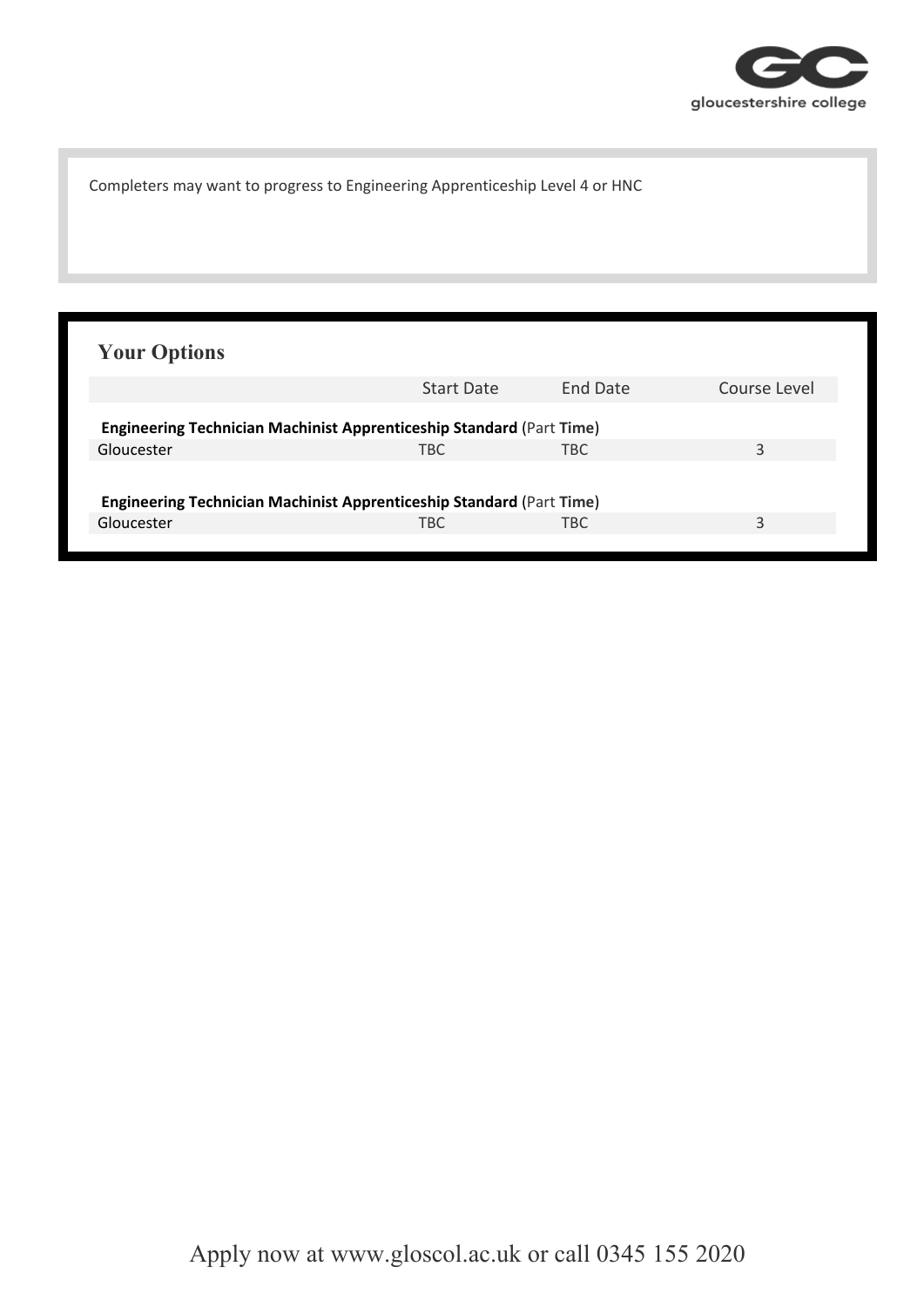Completers may want to progress to Engineering Apprenticeship Level 4 or HNC

## Your Options

| | Start Date | End Date | Course Level |
|---|---|---|---|
| **Engineering Technician Machinist Apprenticeship Standard** (Part **Time**) | | | |
| Gloucester | TBC | TBC | 3 |
| **Engineering Technician Machinist Apprenticeship Standard** (Part **Time**) | | | |
| Gloucester | TBC | TBC | 3 |

Apply now at www.gloscol.ac.uk or call 0345 155 2020